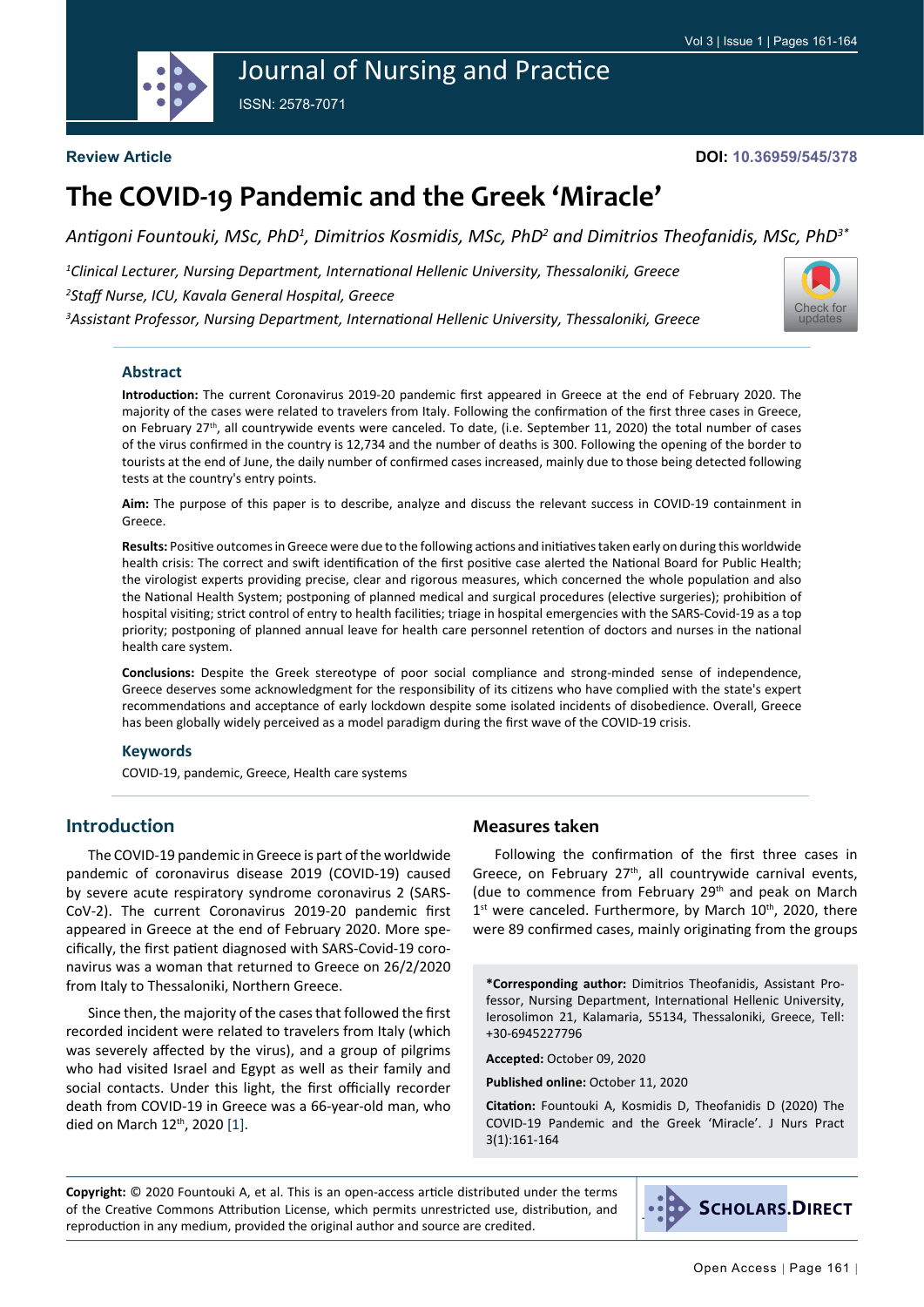**Review Article**

**DOI: 10.36959/545/378**

# The COVID-19 Pandemic and the Greek 'Miracle'

*Antigoni Fountouki, MSc, PhD[1], Dimitrios Kosmidis, MSc, PhD[2] and Dimitrios Theofanidis, MSc, PhD[3*]*

*[1]Clinical Lecturer, Nursing Department, International Hellenic University, Thessaloniki, Greece*

*[2]Staff Nurse, ICU, Kavala General Hospital, Greece*

*[3]Assistant Professor, Nursing Department, International Hellenic University, Thessaloniki, Greece*

## Abstract

**Introduction:** The current Coronavirus 2019-20 pandemic first appeared in Greece at the end of February 2020. The majority of the cases were related to travelers from Italy. Following the confirmation of the first three cases in Greece, on February 27th, all countrywide events were canceled. To date, (i.e. September 11, 2020) the total number of cases of the virus confirmed in the country is 12,734 and the number of deaths is 300. Following the opening of the border to tourists at the end of June, the daily number of confirmed cases increased, mainly due to those being detected following tests at the country's entry points.

**Aim:** The purpose of this paper is to describe, analyze and discuss the relevant success in COVID-19 containment in Greece.

**Results:** Positive outcomes in Greece were due to the following actions and initiatives taken early on during this worldwide health crisis: The correct and swift identification of the first positive case alerted the National Board for Public Health; the virologist experts providing precise, clear and rigorous measures, which concerned the whole population and also the National Health System; postponing of planned medical and surgical procedures (elective surgeries); prohibition of hospital visiting; strict control of entry to health facilities; triage in hospital emergencies with the SARS-Covid-19 as a top priority; postponing of planned annual leave for health care personnel retention of doctors and nurses in the national health care system.

**Conclusions:** Despite the Greek stereotype of poor social compliance and strong-minded sense of independence, Greece deserves some acknowledgment for the responsibility of its citizens who have complied with the state's expert recommendations and acceptance of early lockdown despite some isolated incidents of disobedience. Overall, Greece has been globally widely perceived as a model paradigm during the first wave of the COVID-19 crisis.

### Keywords

COVID-19, pandemic, Greece, Health care systems

## Introduction

The COVID-19 pandemic in Greece is part of the worldwide pandemic of coronavirus disease 2019 (COVID-19) caused by severe acute respiratory syndrome coronavirus 2 (SARS-CoV-2). The current Coronavirus 2019-20 pandemic first appeared in Greece at the end of February 2020. More specifically, the first patient diagnosed with SARS-Covid-19 coronavirus was a woman that returned to Greece on 26/2/2020 from Italy to Thessaloniki, Northern Greece.

Since then, the majority of the cases that followed the first recorded incident were related to travelers from Italy (which was severely affected by the virus), and a group of pilgrims who had visited Israel and Egypt as well as their family and social contacts. Under this light, the first officially recorder death from COVID-19 in Greece was a 66-year-old man, who died on March 12th, 2020 [1].

## Measures taken

Following the confirmation of the first three cases in Greece, on February 27th, all countrywide carnival events, (due to commence from February 29th and peak on March 1st were canceled. Furthermore, by March 10th, 2020, there were 89 confirmed cases, mainly originating from the groups

**\*Corresponding author:** Dimitrios Theofanidis, Assistant Professor, Nursing Department, International Hellenic University, Ierosolimon 21, Kalamaria, 55134, Thessaloniki, Greece, Tell: +30-6945227796

**Accepted:** October 09, 2020

**Published online:** October 11, 2020

**Citation:** Fountouki A, Kosmidis D, Theofanidis D (2020) The COVID-19 Pandemic and the Greek 'Miracle'. J Nurs Pract 3(1):161-164

**Copyright:** © 2020 Fountouki A, et al. This is an open-access article distributed under the terms of the Creative Commons Attribution License, which permits unrestricted use, distribution, and reproduction in any medium, provided the original author and source are credited.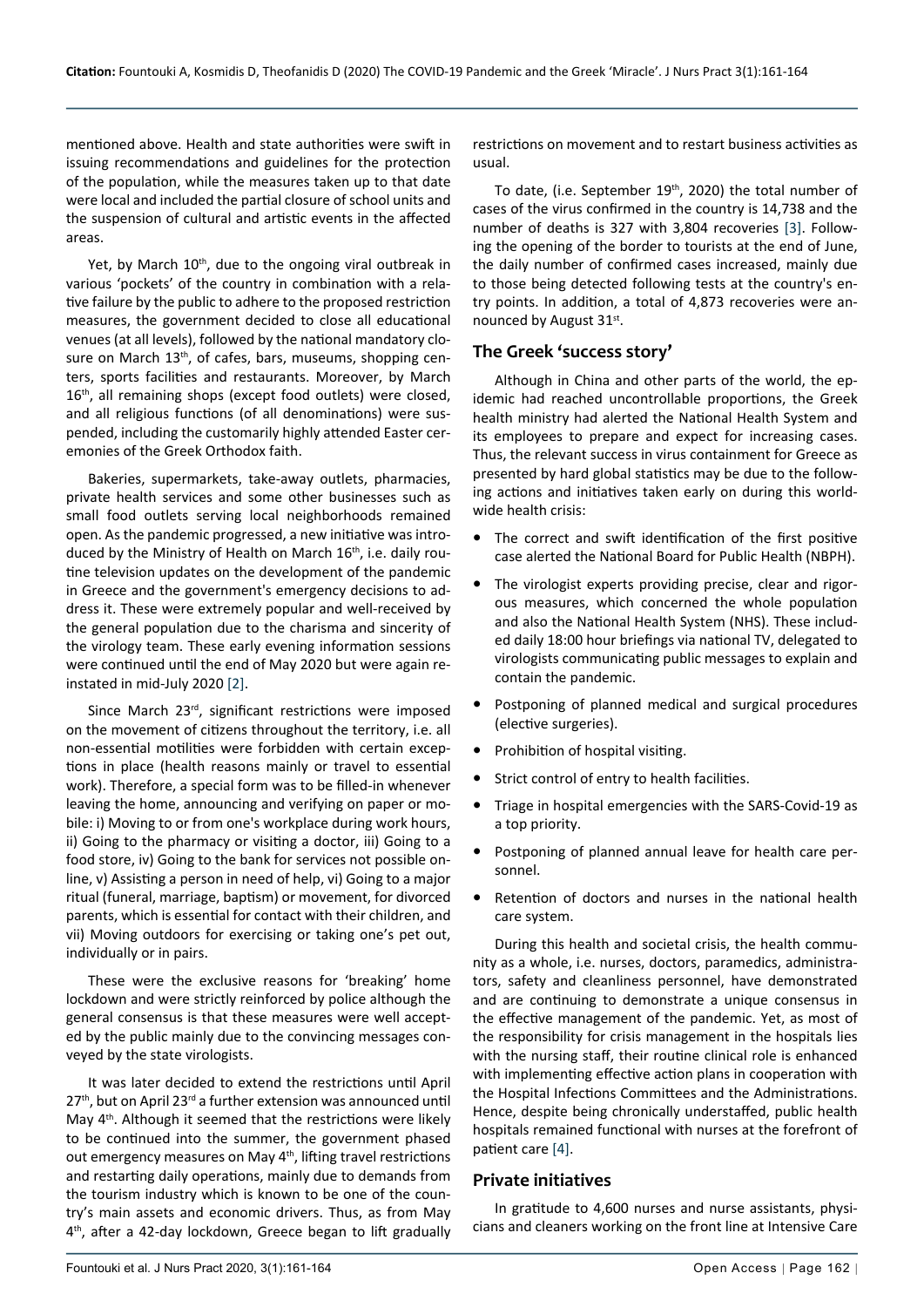mentioned above. Health and state authorities were swift in issuing recommendations and guidelines for the protection of the population, while the measures taken up to that date were local and included the partial closure of school units and the suspension of cultural and artistic events in the affected areas.

Yet, by March 10th, due to the ongoing viral outbreak in various 'pockets' of the country in combination with a relative failure by the public to adhere to the proposed restriction measures, the government decided to close all educational venues (at all levels), followed by the national mandatory closure on March 13th, of cafes, bars, museums, shopping centers, sports facilities and restaurants. Moreover, by March 16th, all remaining shops (except food outlets) were closed, and all religious functions (of all denominations) were suspended, including the customarily highly attended Easter ceremonies of the Greek Orthodox faith.

Bakeries, supermarkets, take-away outlets, pharmacies, private health services and some other businesses such as small food outlets serving local neighborhoods remained open. As the pandemic progressed, a new initiative was introduced by the Ministry of Health on March 16th, i.e. daily routine television updates on the development of the pandemic in Greece and the government's emergency decisions to address it. These were extremely popular and well-received by the general population due to the charisma and sincerity of the virology team. These early evening information sessions were continued until the end of May 2020 but were again reinstated in mid-July 2020 [2].

Since March 23rd, significant restrictions were imposed on the movement of citizens throughout the territory, i.e. all non-essential motilities were forbidden with certain exceptions in place (health reasons mainly or travel to essential work). Therefore, a special form was to be filled-in whenever leaving the home, announcing and verifying on paper or mobile: i) Moving to or from one's workplace during work hours, ii) Going to the pharmacy or visiting a doctor, iii) Going to a food store, iv) Going to the bank for services not possible online, v) Assisting a person in need of help, vi) Going to a major ritual (funeral, marriage, baptism) or movement, for divorced parents, which is essential for contact with their children, and vii) Moving outdoors for exercising or taking one's pet out, individually or in pairs.

These were the exclusive reasons for 'breaking' home lockdown and were strictly reinforced by police although the general consensus is that these measures were well accepted by the public mainly due to the convincing messages conveyed by the state virologists.

It was later decided to extend the restrictions until April 27th, but on April 23rd a further extension was announced until May 4th. Although it seemed that the restrictions were likely to be continued into the summer, the government phased out emergency measures on May 4th, lifting travel restrictions and restarting daily operations, mainly due to demands from the tourism industry which is known to be one of the country's main assets and economic drivers. Thus, as from May 4th, after a 42-day lockdown, Greece began to lift gradually restrictions on movement and to restart business activities as usual.

To date, (i.e. September 19th, 2020) the total number of cases of the virus confirmed in the country is 14,738 and the number of deaths is 327 with 3,804 recoveries [3]. Following the opening of the border to tourists at the end of June, the daily number of confirmed cases increased, mainly due to those being detected following tests at the country's entry points. In addition, a total of 4,873 recoveries were announced by August 31st.

## The Greek 'success story'

Although in China and other parts of the world, the epidemic had reached uncontrollable proportions, the Greek health ministry had alerted the National Health System and its employees to prepare and expect for increasing cases. Thus, the relevant success in virus containment for Greece as presented by hard global statistics may be due to the following actions and initiatives taken early on during this worldwide health crisis:

- The correct and swift identification of the first positive case alerted the National Board for Public Health (NBPH).
- The virologist experts providing precise, clear and rigorous measures, which concerned the whole population and also the National Health System (NHS). These included daily 18:00 hour briefings via national TV, delegated to virologists communicating public messages to explain and contain the pandemic.
- Postponing of planned medical and surgical procedures (elective surgeries).
- Prohibition of hospital visiting.
- Strict control of entry to health facilities.
- Triage in hospital emergencies with the SARS-Covid-19 as a top priority.
- Postponing of planned annual leave for health care personnel.
- Retention of doctors and nurses in the national health care system.

During this health and societal crisis, the health community as a whole, i.e. nurses, doctors, paramedics, administrators, safety and cleanliness personnel, have demonstrated and are continuing to demonstrate a unique consensus in the effective management of the pandemic. Yet, as most of the responsibility for crisis management in the hospitals lies with the nursing staff, their routine clinical role is enhanced with implementing effective action plans in cooperation with the Hospital Infections Committees and the Administrations. Hence, despite being chronically understaffed, public health hospitals remained functional with nurses at the forefront of patient care [4].

## Private initiatives

In gratitude to 4,600 nurses and nurse assistants, physicians and cleaners working on the front line at Intensive Care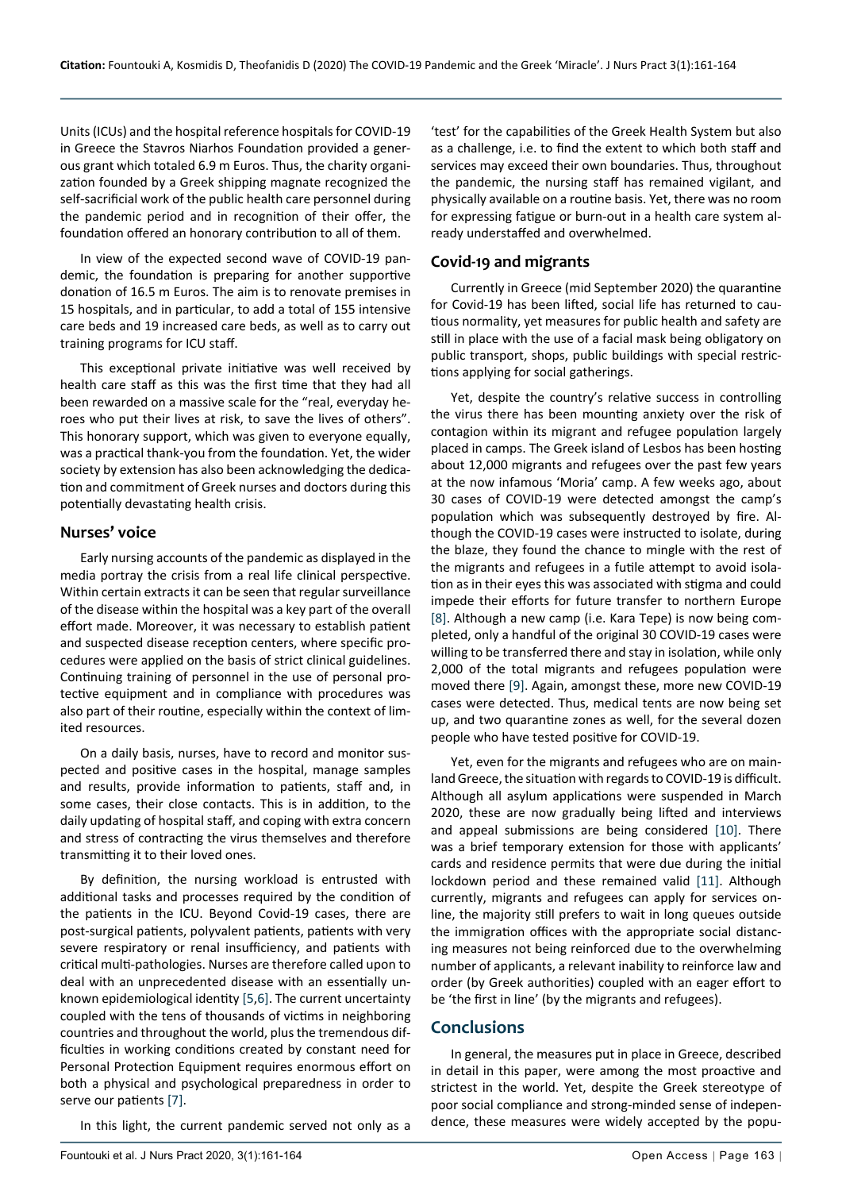Units (ICUs) and the hospital reference hospitals for COVID-19 in Greece the Stavros Niarhos Foundation provided a generous grant which totaled 6.9 m Euros. Thus, the charity organization founded by a Greek shipping magnate recognized the self-sacrificial work of the public health care personnel during the pandemic period and in recognition of their offer, the foundation offered an honorary contribution to all of them.

In view of the expected second wave of COVID-19 pandemic, the foundation is preparing for another supportive donation of 16.5 m Euros. The aim is to renovate premises in 15 hospitals, and in particular, to add a total of 155 intensive care beds and 19 increased care beds, as well as to carry out training programs for ICU staff.

This exceptional private initiative was well received by health care staff as this was the first time that they had all been rewarded on a massive scale for the "real, everyday heroes who put their lives at risk, to save the lives of others". This honorary support, which was given to everyone equally, was a practical thank-you from the foundation. Yet, the wider society by extension has also been acknowledging the dedication and commitment of Greek nurses and doctors during this potentially devastating health crisis.

## Nurses' voice

Early nursing accounts of the pandemic as displayed in the media portray the crisis from a real life clinical perspective. Within certain extracts it can be seen that regular surveillance of the disease within the hospital was a key part of the overall effort made. Moreover, it was necessary to establish patient and suspected disease reception centers, where specific procedures were applied on the basis of strict clinical guidelines. Continuing training of personnel in the use of personal protective equipment and in compliance with procedures was also part of their routine, especially within the context of limited resources.

On a daily basis, nurses, have to record and monitor suspected and positive cases in the hospital, manage samples and results, provide information to patients, staff and, in some cases, their close contacts. This is in addition, to the daily updating of hospital staff, and coping with extra concern and stress of contracting the virus themselves and therefore transmitting it to their loved ones.

By definition, the nursing workload is entrusted with additional tasks and processes required by the condition of the patients in the ICU. Beyond Covid-19 cases, there are post-surgical patients, polyvalent patients, patients with very severe respiratory or renal insufficiency, and patients with critical multi-pathologies. Nurses are therefore called upon to deal with an unprecedented disease with an essentially unknown epidemiological identity [5,6]. The current uncertainty coupled with the tens of thousands of victims in neighboring countries and throughout the world, plus the tremendous difficulties in working conditions created by constant need for Personal Protection Equipment requires enormous effort on both a physical and psychological preparedness in order to serve our patients [7].

In this light, the current pandemic served not only as a 'test' for the capabilities of the Greek Health System but also as a challenge, i.e. to find the extent to which both staff and services may exceed their own boundaries. Thus, throughout the pandemic, the nursing staff has remained vigilant, and physically available on a routine basis. Yet, there was no room for expressing fatigue or burn-out in a health care system already understaffed and overwhelmed.

## Covid-19 and migrants

Currently in Greece (mid September 2020) the quarantine for Covid-19 has been lifted, social life has returned to cautious normality, yet measures for public health and safety are still in place with the use of a facial mask being obligatory on public transport, shops, public buildings with special restrictions applying for social gatherings.

Yet, despite the country's relative success in controlling the virus there has been mounting anxiety over the risk of contagion within its migrant and refugee population largely placed in camps. The Greek island of Lesbos has been hosting about 12,000 migrants and refugees over the past few years at the now infamous 'Moria' camp. A few weeks ago, about 30 cases of COVID-19 were detected amongst the camp's population which was subsequently destroyed by fire. Although the COVID-19 cases were instructed to isolate, during the blaze, they found the chance to mingle with the rest of the migrants and refugees in a futile attempt to avoid isolation as in their eyes this was associated with stigma and could impede their efforts for future transfer to northern Europe [8]. Although a new camp (i.e. Kara Tepe) is now being completed, only a handful of the original 30 COVID-19 cases were willing to be transferred there and stay in isolation, while only 2,000 of the total migrants and refugees population were moved there [9]. Again, amongst these, more new COVID-19 cases were detected. Thus, medical tents are now being set up, and two quarantine zones as well, for the several dozen people who have tested positive for COVID-19.

Yet, even for the migrants and refugees who are on mainland Greece, the situation with regards to COVID-19 is difficult. Although all asylum applications were suspended in March 2020, these are now gradually being lifted and interviews and appeal submissions are being considered [10]. There was a brief temporary extension for those with applicants' cards and residence permits that were due during the initial lockdown period and these remained valid [11]. Although currently, migrants and refugees can apply for services online, the majority still prefers to wait in long queues outside the immigration offices with the appropriate social distancing measures not being reinforced due to the overwhelming number of applicants, a relevant inability to reinforce law and order (by Greek authorities) coupled with an eager effort to be 'the first in line' (by the migrants and refugees).

## Conclusions

In general, the measures put in place in Greece, described in detail in this paper, were among the most proactive and strictest in the world. Yet, despite the Greek stereotype of poor social compliance and strong-minded sense of independence, these measures were widely accepted by the popu-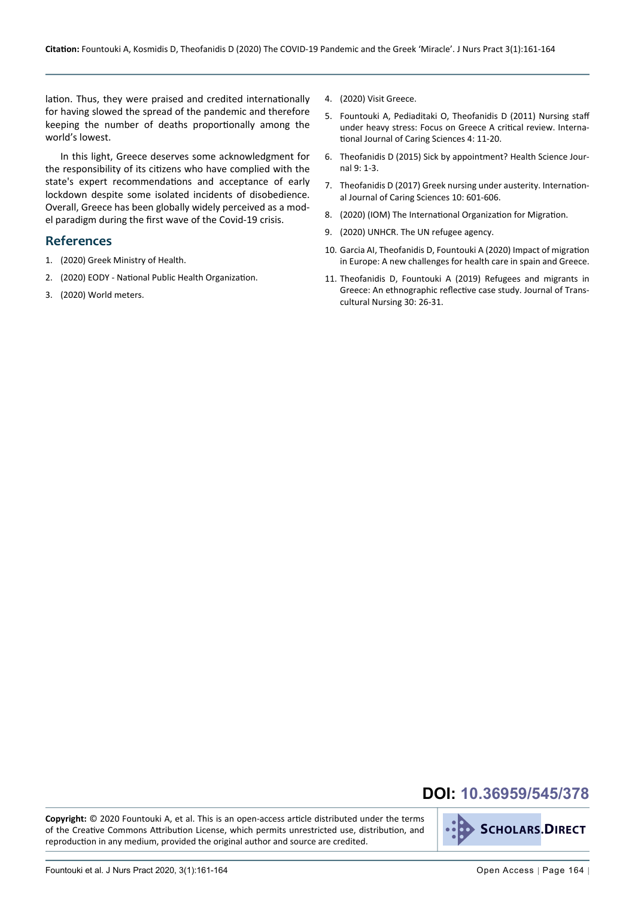lation. Thus, they were praised and credited internationally for having slowed the spread of the pandemic and therefore keeping the number of deaths proportionally among the world's lowest.

In this light, Greece deserves some acknowledgment for the responsibility of its citizens who have complied with the state's expert recommendations and acceptance of early lockdown despite some isolated incidents of disobedience. Overall, Greece has been globally widely perceived as a model paradigm during the first wave of the Covid-19 crisis.

## References

1. (2020) Greek Ministry of Health.
2. (2020) EODY - National Public Health Organization.
3. (2020) World meters.
4. (2020) Visit Greece.
5. Fountouki A, Pediaditaki O, Theofanidis D (2011) Nursing staff under heavy stress: Focus on Greece A critical review. International Journal of Caring Sciences 4: 11-20.
6. Theofanidis D (2015) Sick by appointment? Health Science Journal 9: 1-3.
7. Theofanidis D (2017) Greek nursing under austerity. International Journal of Caring Sciences 10: 601-606.
8. (2020) (IOM) The International Organization for Migration.
9. (2020) UNHCR. The UN refugee agency.
10. Garcia AI, Theofanidis D, Fountouki A (2020) Impact of migration in Europe: A new challenges for health care in spain and Greece.
11. Theofanidis D, Fountouki A (2019) Refugees and migrants in Greece: An ethnographic reflective case study. Journal of Transcultural Nursing 30: 26-31.

**DOI: 10.36959/545/378**

**Copyright:** © 2020 Fountouki A, et al. This is an open-access article distributed under the terms of the Creative Commons Attribution License, which permits unrestricted use, distribution, and reproduction in any medium, provided the original author and source are credited.